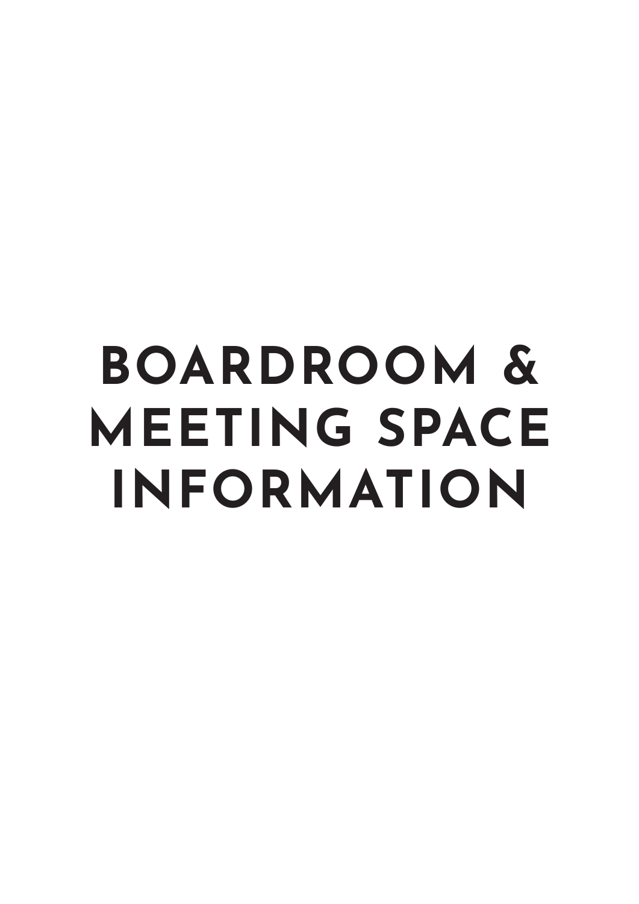# BOARDROOM & MEETING SPACE INFORMATION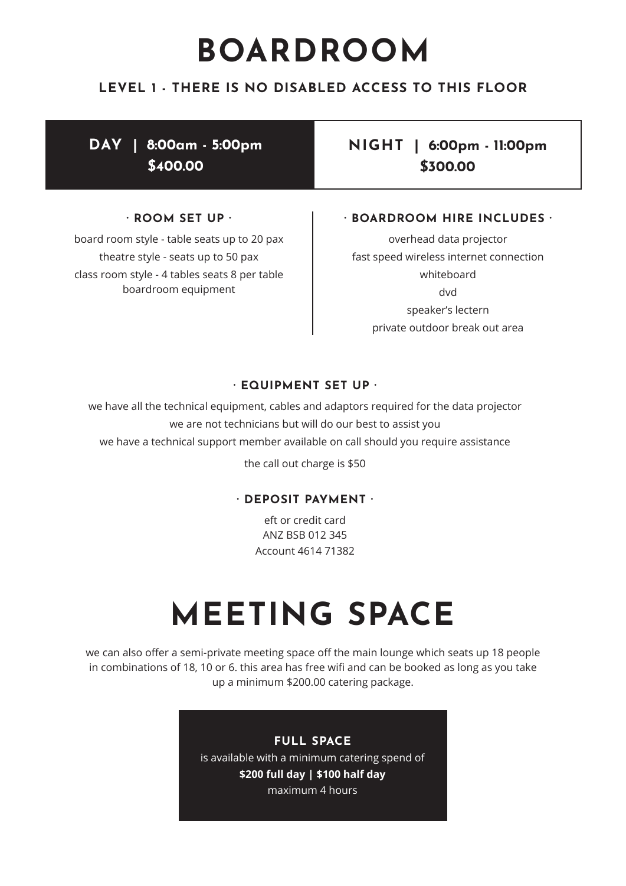# BOARDROOM

## LEVEL 1 - THERE IS NO DISABLED ACCESS TO THIS FLOOR

| DAY \| 8:00am - 5:00pm | NIGHT \| 6:00pm - 11:00pm |
|---|---|
| $400.00 | $300.00 |

### · ROOM SET UP ·

board room style - table seats up to 20 pax
theatre style - seats up to 50 pax
class room style - 4 tables seats 8 per table
boardroom equipment

### · BOARDROOM HIRE INCLUDES ·

overhead data projector
fast speed wireless internet connection
whiteboard
dvd
speaker's lectern
private outdoor break out area

### · EQUIPMENT SET UP ·

we have all the technical equipment, cables and adaptors required for the data projector
we are not technicians but will do our best to assist you
we have a technical support member available on call should you require assistance

the call out charge is $50

### · DEPOSIT PAYMENT ·

eft or credit card
ANZ BSB 012 345
Account 4614 71382

# MEETING SPACE

we can also offer a semi-private meeting space off the main lounge which seats up 18 people in combinations of 18, 10 or 6. this area has free wifi and can be booked as long as you take up a minimum $200.00 catering package.

**FULL SPACE**

is available with a minimum catering spend of
**$200 full day | $100 half day**
maximum 4 hours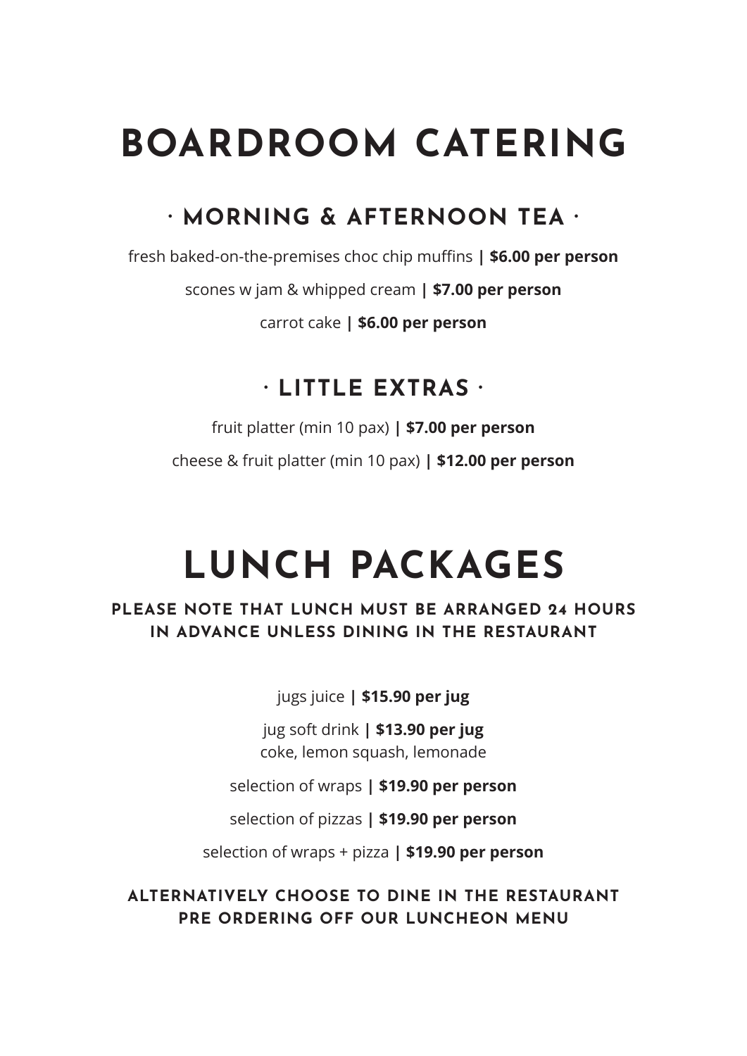# BOARDROOM CATERING

## · MORNING & AFTERNOON TEA ·

fresh baked-on-the-premises choc chip muffins **| $6.00 per person**

scones w jam & whipped cream **| $7.00 per person**

carrot cake **| $6.00 per person**

## · LITTLE EXTRAS ·

fruit platter (min 10 pax) **| $7.00 per person**

cheese & fruit platter (min 10 pax) **| $12.00 per person**

# LUNCH PACKAGES

**PLEASE NOTE THAT LUNCH MUST BE ARRANGED 24 HOURS IN ADVANCE UNLESS DINING IN THE RESTAURANT**

jugs juice **| $15.90 per jug**

jug soft drink **| $13.90 per jug**
coke, lemon squash, lemonade

selection of wraps **| $19.90 per person**

selection of pizzas **| $19.90 per person**

selection of wraps + pizza **| $19.90 per person**

**ALTERNATIVELY CHOOSE TO DINE IN THE RESTAURANT PRE ORDERING OFF OUR LUNCHEON MENU**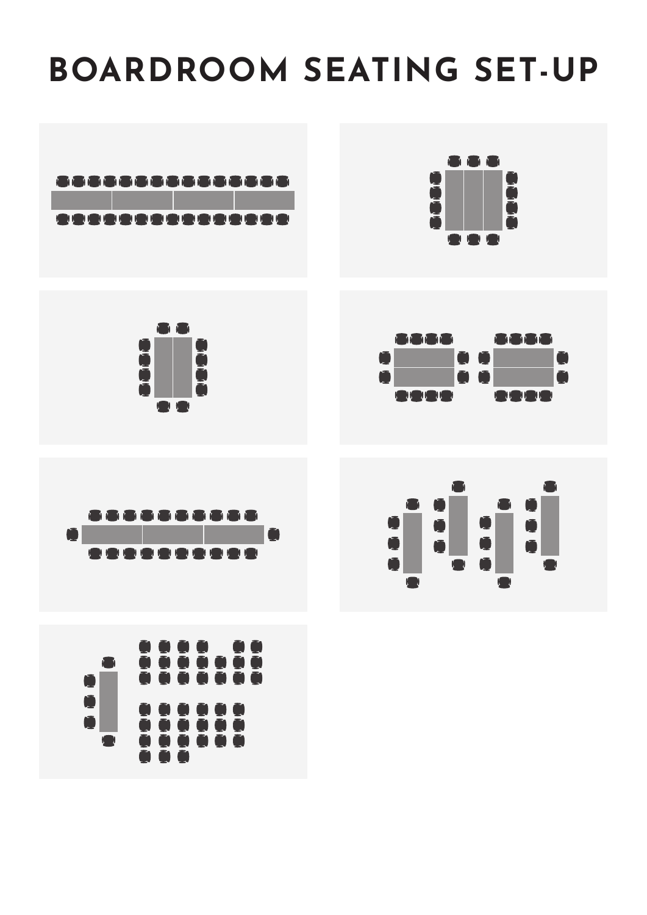# BOARDROOM SEATING SET-UP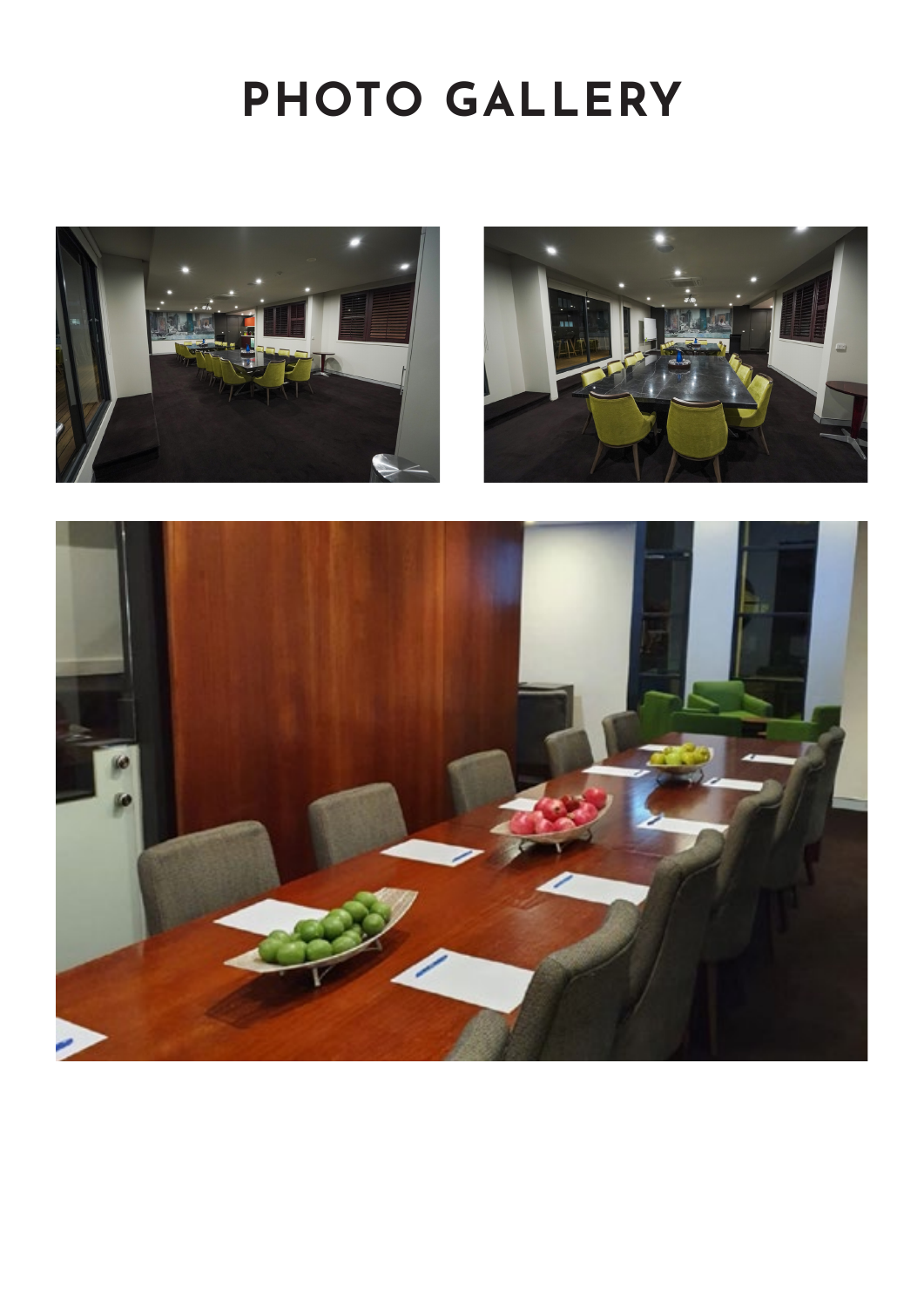# PHOTO GALLERY